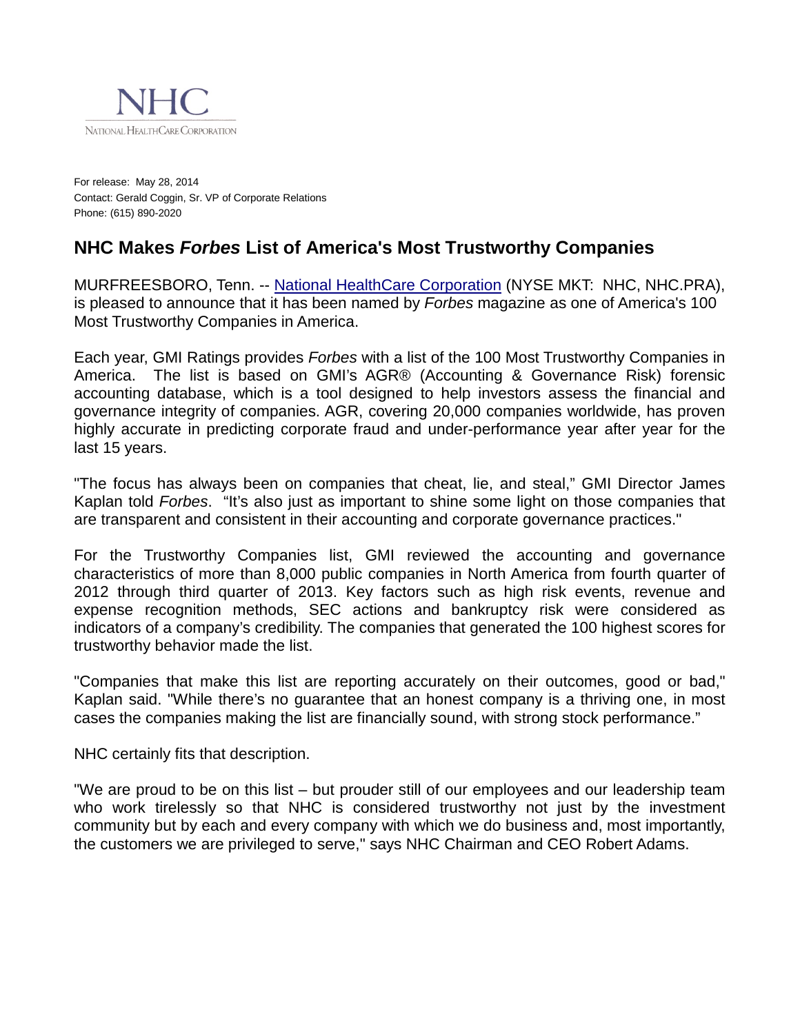NHC

NATIONAL HEALTHCARE CORPORATION

For release: May 28, 2014
Contact: Gerald Coggin, Sr. VP of Corporate Relations
Phone: (615) 890-2020

## NHC Makes *Forbes* List of America's Most Trustworthy Companies

MURFREESBORO, Tenn. -- National HealthCare Corporation (NYSE MKT: NHC, NHC.PRA), is pleased to announce that it has been named by *Forbes* magazine as one of America's 100 Most Trustworthy Companies in America.

Each year, GMI Ratings provides *Forbes* with a list of the 100 Most Trustworthy Companies in America. The list is based on GMI's AGR® (Accounting & Governance Risk) forensic accounting database, which is a tool designed to help investors assess the financial and governance integrity of companies. AGR, covering 20,000 companies worldwide, has proven highly accurate in predicting corporate fraud and under-performance year after year for the last 15 years.

"The focus has always been on companies that cheat, lie, and steal," GMI Director James Kaplan told *Forbes*. "It's also just as important to shine some light on those companies that are transparent and consistent in their accounting and corporate governance practices."

For the Trustworthy Companies list, GMI reviewed the accounting and governance characteristics of more than 8,000 public companies in North America from fourth quarter of 2012 through third quarter of 2013. Key factors such as high risk events, revenue and expense recognition methods, SEC actions and bankruptcy risk were considered as indicators of a company's credibility. The companies that generated the 100 highest scores for trustworthy behavior made the list.

"Companies that make this list are reporting accurately on their outcomes, good or bad," Kaplan said. "While there's no guarantee that an honest company is a thriving one, in most cases the companies making the list are financially sound, with strong stock performance."

NHC certainly fits that description.

"We are proud to be on this list – but prouder still of our employees and our leadership team who work tirelessly so that NHC is considered trustworthy not just by the investment community but by each and every company with which we do business and, most importantly, the customers we are privileged to serve," says NHC Chairman and CEO Robert Adams.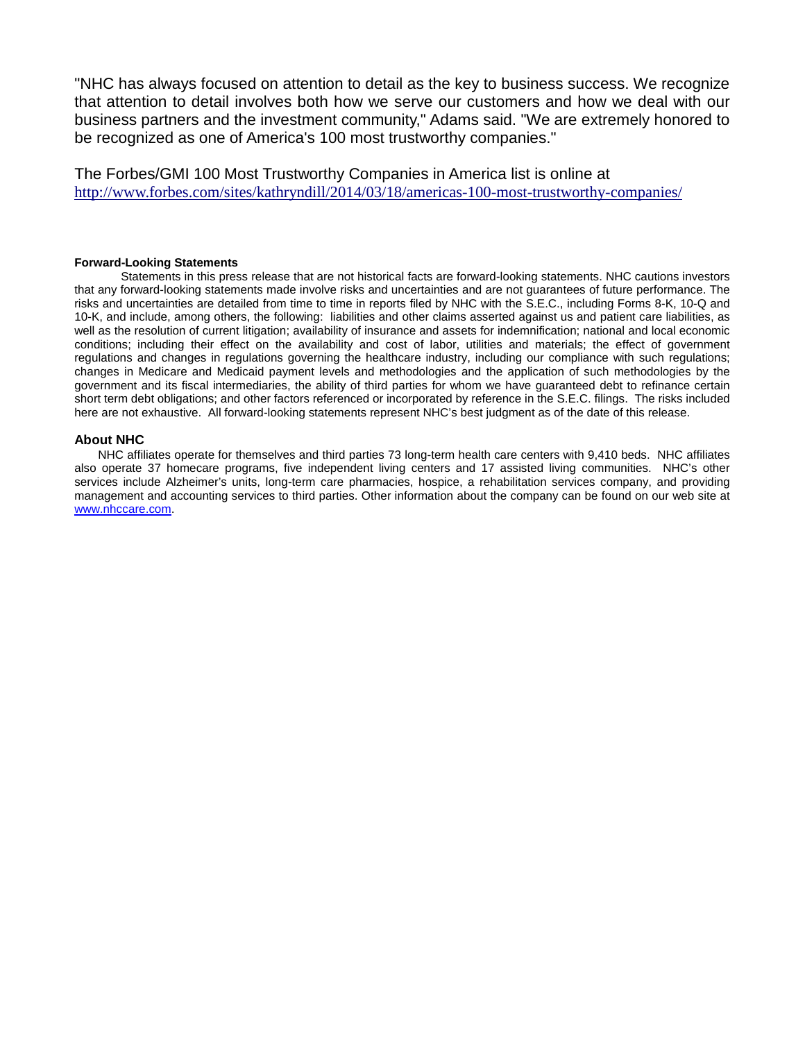"NHC has always focused on attention to detail as the key to business success. We recognize that attention to detail involves both how we serve our customers and how we deal with our business partners and the investment community," Adams said. "We are extremely honored to be recognized as one of America's 100 most trustworthy companies."

The Forbes/GMI 100 Most Trustworthy Companies in America list is online at
http://www.forbes.com/sites/kathryndill/2014/03/18/americas-100-most-trustworthy-companies/

**Forward-Looking Statements**

Statements in this press release that are not historical facts are forward-looking statements. NHC cautions investors that any forward-looking statements made involve risks and uncertainties and are not guarantees of future performance. The risks and uncertainties are detailed from time to time in reports filed by NHC with the S.E.C., including Forms 8-K, 10-Q and 10-K, and include, among others, the following: liabilities and other claims asserted against us and patient care liabilities, as well as the resolution of current litigation; availability of insurance and assets for indemnification; national and local economic conditions; including their effect on the availability and cost of labor, utilities and materials; the effect of government regulations and changes in regulations governing the healthcare industry, including our compliance with such regulations; changes in Medicare and Medicaid payment levels and methodologies and the application of such methodologies by the government and its fiscal intermediaries, the ability of third parties for whom we have guaranteed debt to refinance certain short term debt obligations; and other factors referenced or incorporated by reference in the S.E.C. filings. The risks included here are not exhaustive. All forward-looking statements represent NHC's best judgment as of the date of this release.

**About NHC**

NHC affiliates operate for themselves and third parties 73 long-term health care centers with 9,410 beds. NHC affiliates also operate 37 homecare programs, five independent living centers and 17 assisted living communities. NHC's other services include Alzheimer's units, long-term care pharmacies, hospice, a rehabilitation services company, and providing management and accounting services to third parties. Other information about the company can be found on our web site at www.nhccare.com.